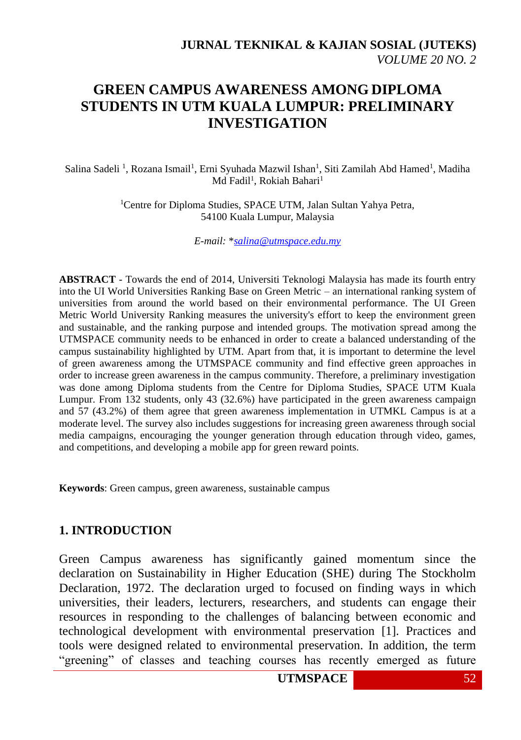# GREEN CAMPUS AWARENESS AMONG DIPLOMA STUDENTS IN UTM KUALA LUMPUR: PRELIMINARY INVESTIGATION

Salina Sadeli [1], Rozana Ismail[1], Erni Syuhada Mazwil Ishan[1], Siti Zamilah Abd Hamed[1], Madiha Md Fadil[1], Rokiah Bahari[1]

[1]Centre for Diploma Studies, SPACE UTM, Jalan Sultan Yahya Petra, 54100 Kuala Lumpur, Malaysia

*E-mail:* *salina@utmspace.edu.my

**ABSTRACT** - Towards the end of 2014, Universiti Teknologi Malaysia has made its fourth entry into the UI World Universities Ranking Base on Green Metric – an international ranking system of universities from around the world based on their environmental performance. The UI Green Metric World University Ranking measures the university's effort to keep the environment green and sustainable, and the ranking purpose and intended groups. The motivation spread among the UTMSPACE community needs to be enhanced in order to create a balanced understanding of the campus sustainability highlighted by UTM. Apart from that, it is important to determine the level of green awareness among the UTMSPACE community and find effective green approaches in order to increase green awareness in the campus community. Therefore, a preliminary investigation was done among Diploma students from the Centre for Diploma Studies, SPACE UTM Kuala Lumpur. From 132 students, only 43 (32.6%) have participated in the green awareness campaign and 57 (43.2%) of them agree that green awareness implementation in UTMKL Campus is at a moderate level. The survey also includes suggestions for increasing green awareness through social media campaigns, encouraging the younger generation through education through video, games, and competitions, and developing a mobile app for green reward points.

**Keywords**: Green campus, green awareness, sustainable campus

## 1. INTRODUCTION

Green Campus awareness has significantly gained momentum since the declaration on Sustainability in Higher Education (SHE) during The Stockholm Declaration, 1972. The declaration urged to focused on finding ways in which universities, their leaders, lecturers, researchers, and students can engage their resources in responding to the challenges of balancing between economic and technological development with environmental preservation [1]. Practices and tools were designed related to environmental preservation. In addition, the term "greening" of classes and teaching courses has recently emerged as future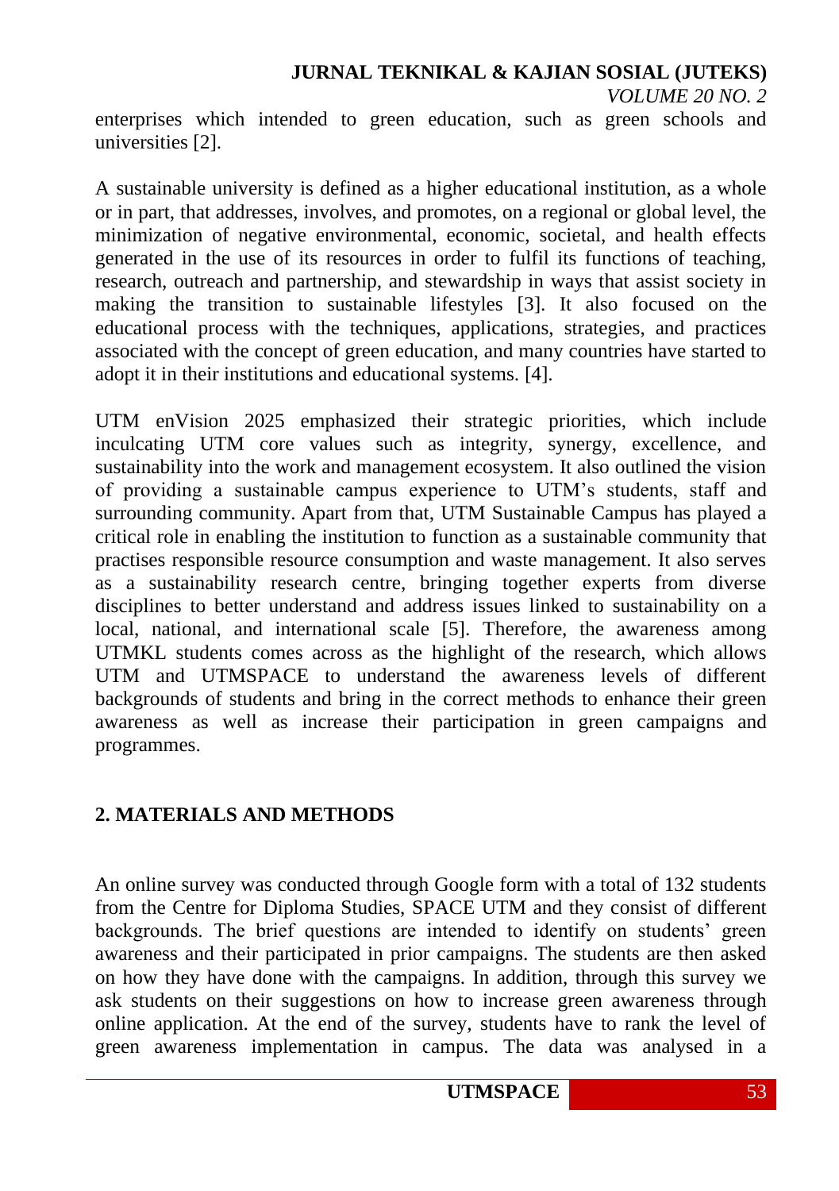enterprises which intended to green education, such as green schools and universities [2].

A sustainable university is defined as a higher educational institution, as a whole or in part, that addresses, involves, and promotes, on a regional or global level, the minimization of negative environmental, economic, societal, and health effects generated in the use of its resources in order to fulfil its functions of teaching, research, outreach and partnership, and stewardship in ways that assist society in making the transition to sustainable lifestyles [3]. It also focused on the educational process with the techniques, applications, strategies, and practices associated with the concept of green education, and many countries have started to adopt it in their institutions and educational systems. [4].

UTM enVision 2025 emphasized their strategic priorities, which include inculcating UTM core values such as integrity, synergy, excellence, and sustainability into the work and management ecosystem. It also outlined the vision of providing a sustainable campus experience to UTM's students, staff and surrounding community. Apart from that, UTM Sustainable Campus has played a critical role in enabling the institution to function as a sustainable community that practises responsible resource consumption and waste management. It also serves as a sustainability research centre, bringing together experts from diverse disciplines to better understand and address issues linked to sustainability on a local, national, and international scale [5]. Therefore, the awareness among UTMKL students comes across as the highlight of the research, which allows UTM and UTMSPACE to understand the awareness levels of different backgrounds of students and bring in the correct methods to enhance their green awareness as well as increase their participation in green campaigns and programmes.

## 2. MATERIALS AND METHODS

An online survey was conducted through Google form with a total of 132 students from the Centre for Diploma Studies, SPACE UTM and they consist of different backgrounds. The brief questions are intended to identify on students' green awareness and their participated in prior campaigns. The students are then asked on how they have done with the campaigns. In addition, through this survey we ask students on their suggestions on how to increase green awareness through online application. At the end of the survey, students have to rank the level of green awareness implementation in campus. The data was analysed in a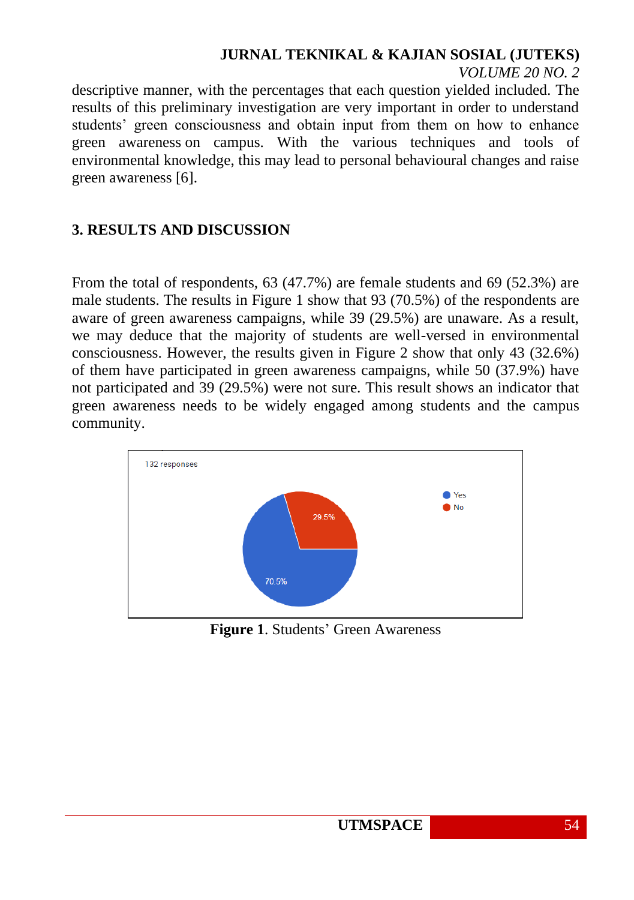descriptive manner, with the percentages that each question yielded included. The results of this preliminary investigation are very important in order to understand students' green consciousness and obtain input from them on how to enhance green awareness on campus. With the various techniques and tools of environmental knowledge, this may lead to personal behavioural changes and raise green awareness [6].

## 3. RESULTS AND DISCUSSION

From the total of respondents, 63 (47.7%) are female students and 69 (52.3%) are male students. The results in Figure 1 show that 93 (70.5%) of the respondents are aware of green awareness campaigns, while 39 (29.5%) are unaware. As a result, we may deduce that the majority of students are well-versed in environmental consciousness. However, the results given in Figure 2 show that only 43 (32.6%) of them have participated in green awareness campaigns, while 50 (37.9%) have not participated and 39 (29.5%) were not sure. This result shows an indicator that green awareness needs to be widely engaged among students and the campus community.

**Figure 1**. Students' Green Awareness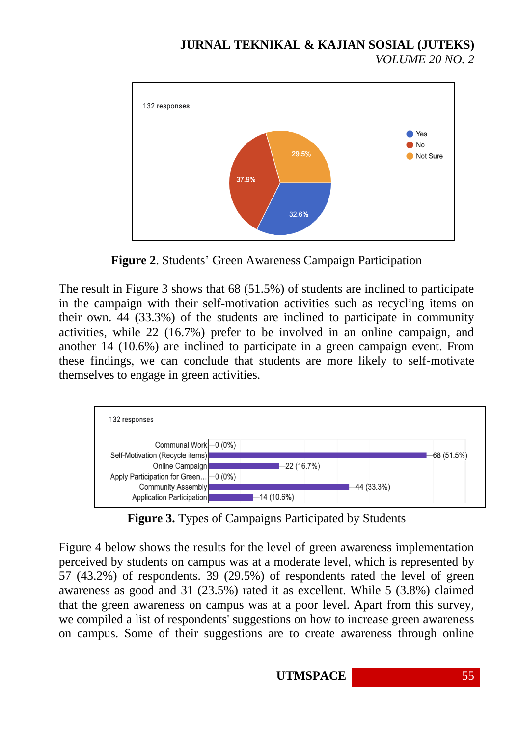**Figure 2**. Students' Green Awareness Campaign Participation

The result in Figure 3 shows that 68 (51.5%) of students are inclined to participate in the campaign with their self-motivation activities such as recycling items on their own. 44 (33.3%) of the students are inclined to participate in community activities, while 22 (16.7%) prefer to be involved in an online campaign, and another 14 (10.6%) are inclined to participate in a green campaign event. From these findings, we can conclude that students are more likely to self-motivate themselves to engage in green activities.

**Figure 3.** Types of Campaigns Participated by Students

Figure 4 below shows the results for the level of green awareness implementation perceived by students on campus was at a moderate level, which is represented by 57 (43.2%) of respondents. 39 (29.5%) of respondents rated the level of green awareness as good and 31 (23.5%) rated it as excellent. While 5 (3.8%) claimed that the green awareness on campus was at a poor level. Apart from this survey, we compiled a list of respondents' suggestions on how to increase green awareness on campus. Some of their suggestions are to create awareness through online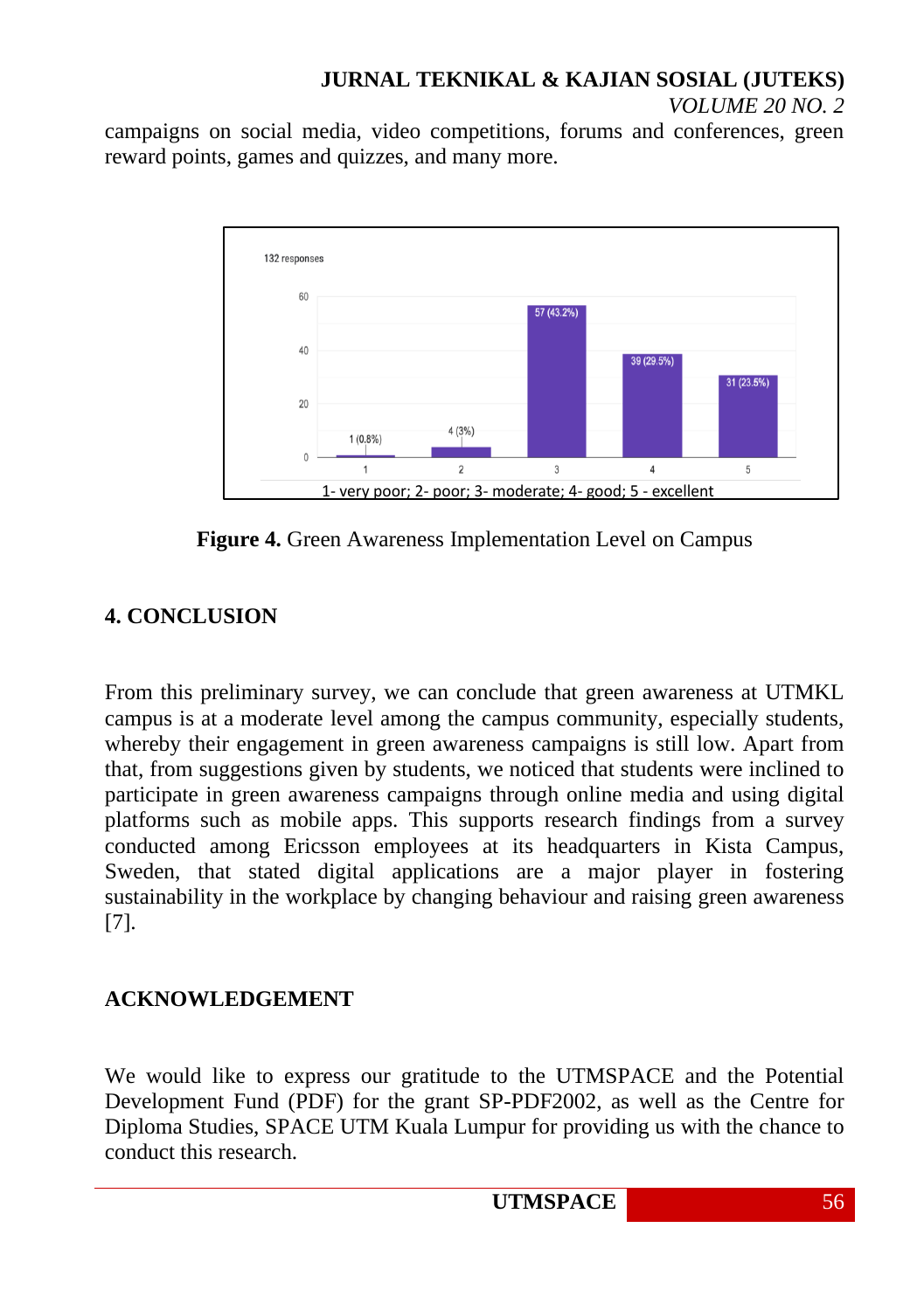campaigns on social media, video competitions, forums and conferences, green reward points, games and quizzes, and many more.

**Figure 4.** Green Awareness Implementation Level on Campus

## 4. CONCLUSION

From this preliminary survey, we can conclude that green awareness at UTMKL campus is at a moderate level among the campus community, especially students, whereby their engagement in green awareness campaigns is still low. Apart from that, from suggestions given by students, we noticed that students were inclined to participate in green awareness campaigns through online media and using digital platforms such as mobile apps. This supports research findings from a survey conducted among Ericsson employees at its headquarters in Kista Campus, Sweden, that stated digital applications are a major player in fostering sustainability in the workplace by changing behaviour and raising green awareness [7].

## ACKNOWLEDGEMENT

We would like to express our gratitude to the UTMSPACE and the Potential Development Fund (PDF) for the grant SP-PDF2002, as well as the Centre for Diploma Studies, SPACE UTM Kuala Lumpur for providing us with the chance to conduct this research.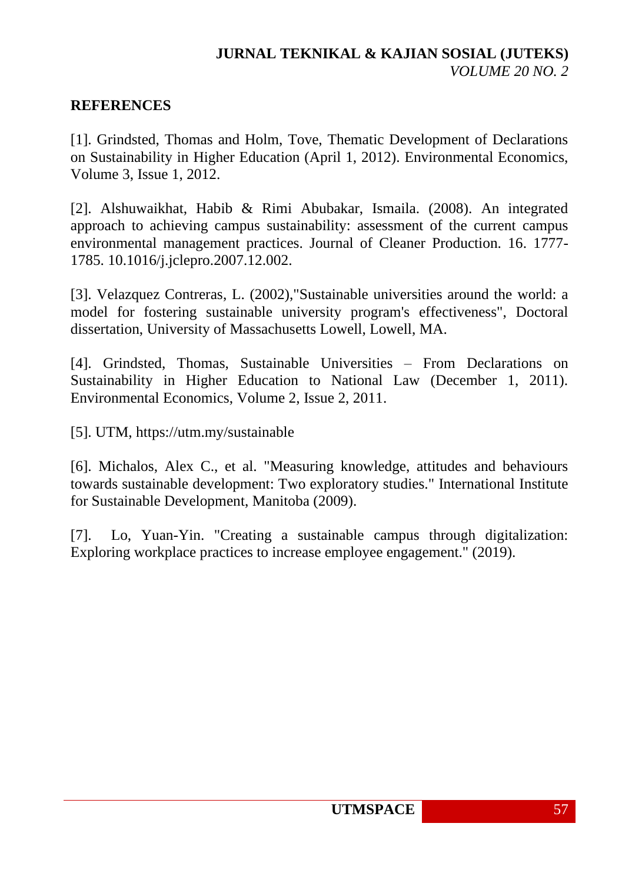## REFERENCES

[1]. Grindsted, Thomas and Holm, Tove, Thematic Development of Declarations on Sustainability in Higher Education (April 1, 2012). Environmental Economics, Volume 3, Issue 1, 2012.

[2]. Alshuwaikhat, Habib & Rimi Abubakar, Ismaila. (2008). An integrated approach to achieving campus sustainability: assessment of the current campus environmental management practices. Journal of Cleaner Production. 16. 1777-1785. 10.1016/j.jclepro.2007.12.002.

[3]. Velazquez Contreras, L. (2002),"Sustainable universities around the world: a model for fostering sustainable university program's effectiveness", Doctoral dissertation, University of Massachusetts Lowell, Lowell, MA.

[4]. Grindsted, Thomas, Sustainable Universities – From Declarations on Sustainability in Higher Education to National Law (December 1, 2011). Environmental Economics, Volume 2, Issue 2, 2011.

[5]. UTM, https://utm.my/sustainable

[6]. Michalos, Alex C., et al. "Measuring knowledge, attitudes and behaviours towards sustainable development: Two exploratory studies." International Institute for Sustainable Development, Manitoba (2009).

[7]. Lo, Yuan-Yin. "Creating a sustainable campus through digitalization: Exploring workplace practices to increase employee engagement." (2019).